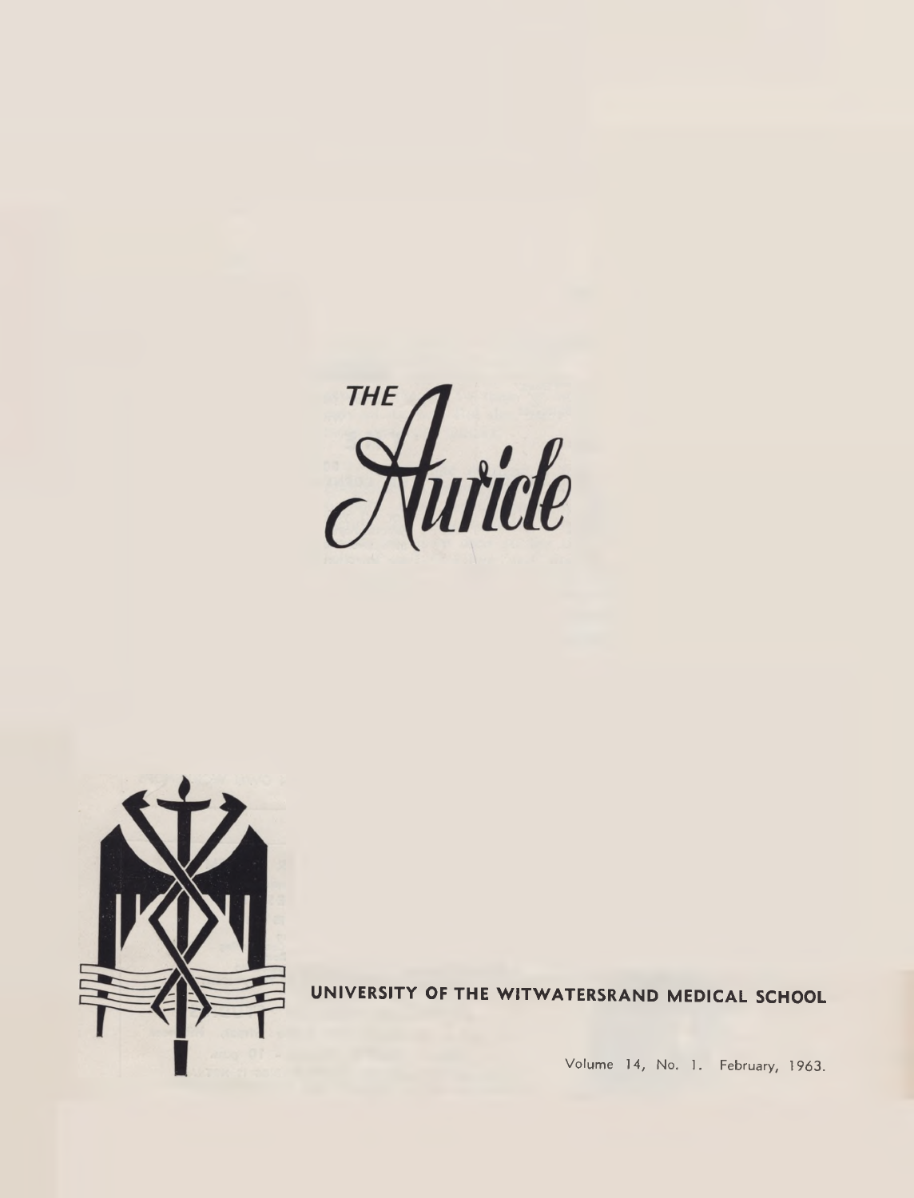# THE Auricle

**UNIVERSITY OF THE WITWATERSRAND MEDICAL SCHOOL**

Volume 14, No. 1. February, 1963.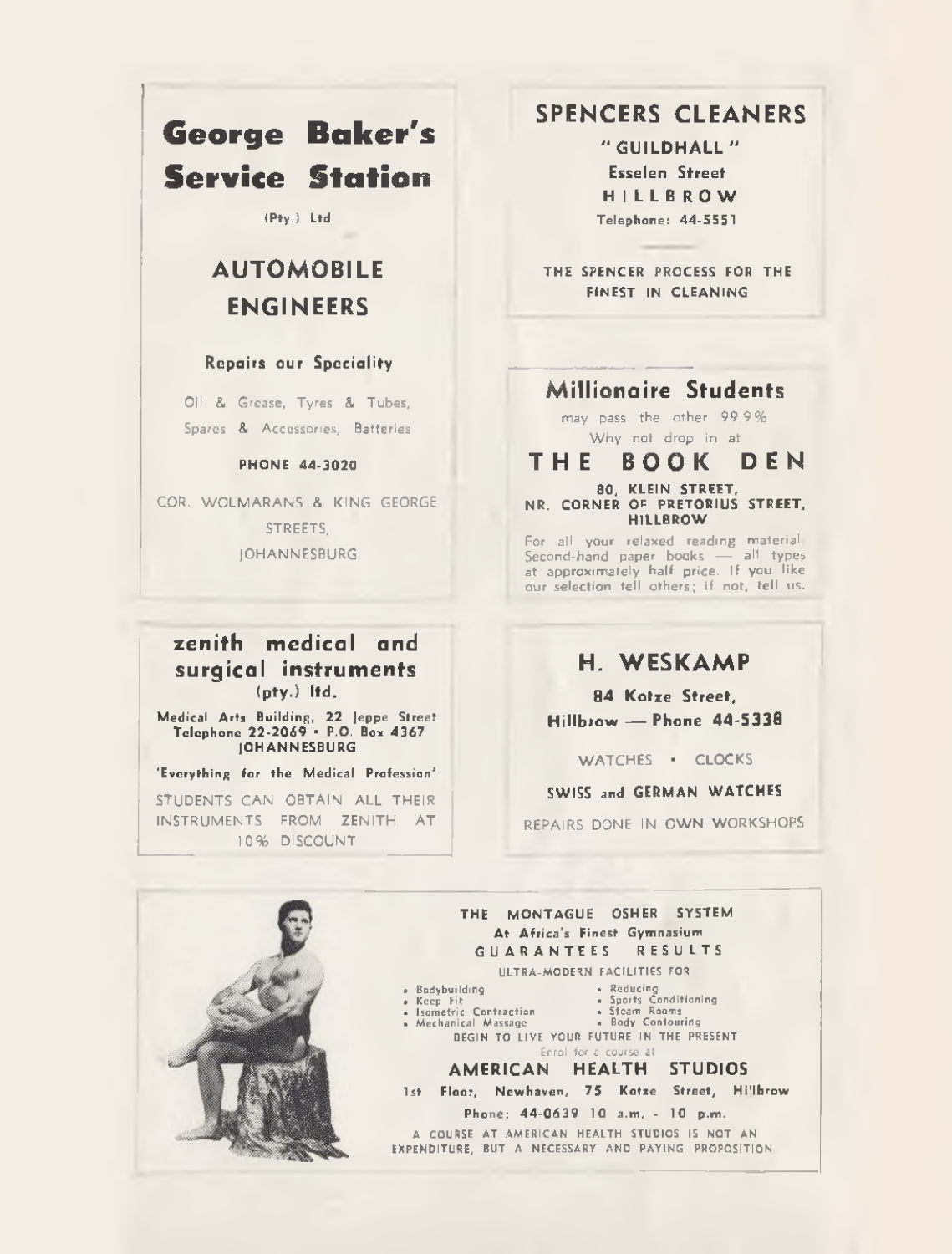## George Baker's Service Station

(Pty.) Ltd.

### AUTOMOBILE ENGINEERS

**Repairs our Speciality**

Oil & Grease, Tyres & Tubes, Spares & Accessories, Batteries

**PHONE 44-3020**

COR. WOLMARANS & KING GEORGE STREETS, JOHANNESBURG

---

## zenith medical and surgical instruments

(pty.) ltd.

**Medical Arts Building, 22 Jeppe Street**
**Telephone 22-2069 • P.O. Box 4367**
**JOHANNESBURG**

**'Everything for the Medical Profession'**

STUDENTS CAN OBTAIN ALL THEIR INSTRUMENTS FROM ZENITH AT 10% DISCOUNT

---

## SPENCERS CLEANERS

**" GUILDHALL "**
**Esselen Street**
**HILLBROW**
**Telephone: 44-5551**

THE SPENCER PROCESS FOR THE FINEST IN CLEANING

---

## Millionaire Students

may pass the other 99.9%

Why not drop in at

## THE BOOK DEN

**80, KLEIN STREET, NR. CORNER OF PRETORIUS STREET, HILLBROW**

For all your relaxed reading material. Second-hand paper books — all types at approximately half price. If you like our selection tell others; if not, tell us.

---

## H. WESKAMP

**84 Kotze Street, Hillbrow — Phone 44-5338**

WATCHES • CLOCKS

**SWISS and GERMAN WATCHES**

REPAIRS DONE IN OWN WORKSHOPS

---

**THE MONTAGUE OSHER SYSTEM**
**At Africa's Finest Gymnasium**
**GUARANTEES RESULTS**

ULTRA-MODERN FACILITIES FOR

- Bodybuilding
- Keep Fit
- Isometric Contraction
- Mechanical Massage
- Reducing
- Sports Conditioning
- Steam Rooms
- Body Contouring

BEGIN TO LIVE YOUR FUTURE IN THE PRESENT

Enrol for a course at

## AMERICAN HEALTH STUDIOS

**1st Floor, Newhaven, 75 Kotze Street, Hillbrow**

**Phone: 44-0639 10 a.m. - 10 p.m.**

A COURSE AT AMERICAN HEALTH STUDIOS IS NOT AN EXPENDITURE, BUT A NECESSARY AND PAYING PROPOSITION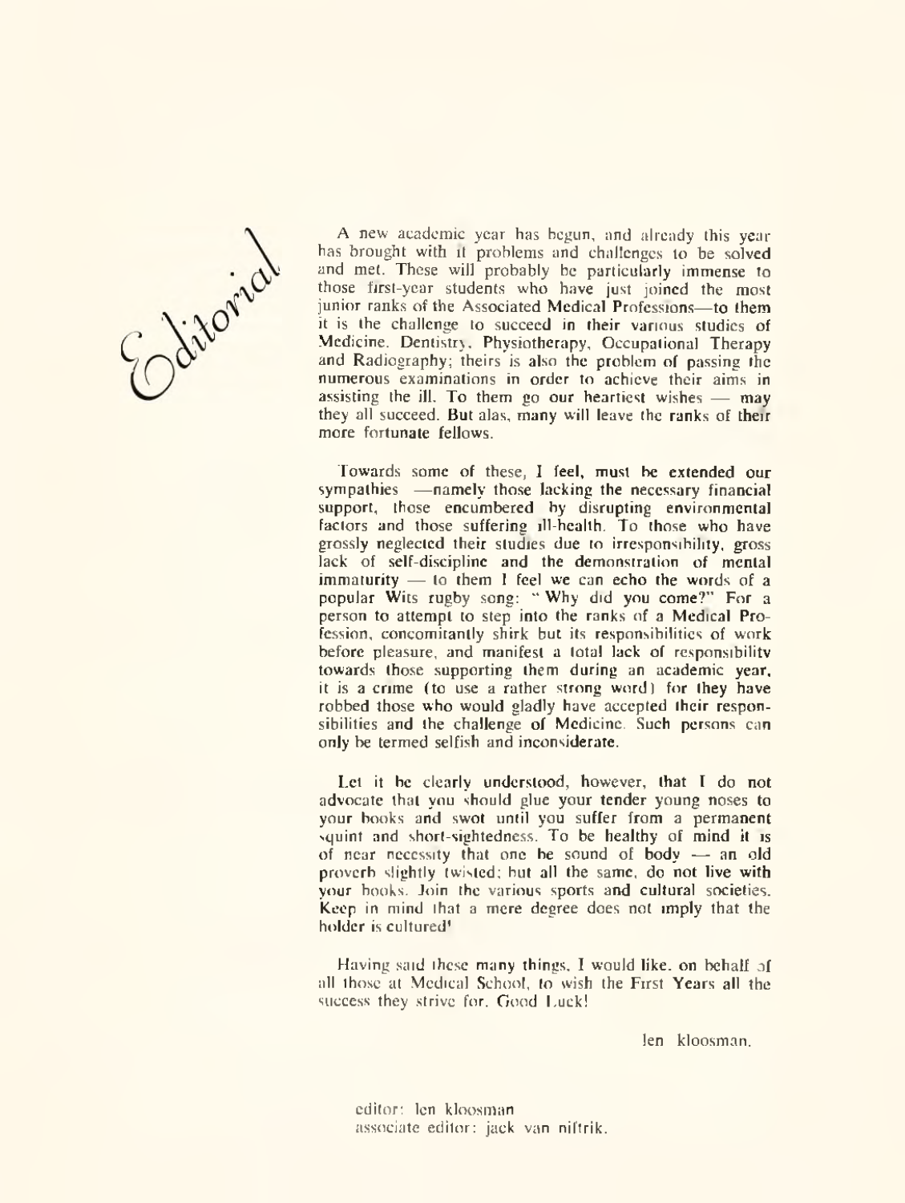# Editorial

A new academic year has begun, and already this year has brought with it problems and challenges to be solved and met. These will probably be particularly immense to those first-year students who have just joined the most junior ranks of the Associated Medical Professions—to them it is the challenge to succeed in their various studies of Medicine, Dentistry, Physiotherapy, Occupational Therapy and Radiography; theirs is also the problem of passing the numerous examinations in order to achieve their aims in assisting the ill. To them go our heartiest wishes — may they all succeed. But alas, many will leave the ranks of their more fortunate fellows.

Towards some of these, I feel, must be extended our sympathies —namely those lacking the necessary financial support, those encumbered by disrupting environmental factors and those suffering ill-health. To those who have grossly neglected their studies due to irresponsibility, gross lack of self-discipline and the demonstration of mental immaturity — to them I feel we can echo the words of a popular Wits rugby song: "Why did you come?" For a person to attempt to step into the ranks of a Medical Profession, concomitantly shirk but its responsibilities of work before pleasure, and manifest a total lack of responsibility towards those supporting them during an academic year, it is a crime (to use a rather strong word) for they have robbed those who would gladly have accepted their responsibilities and the challenge of Medicine. Such persons can only be termed selfish and inconsiderate.

Let it be clearly understood, however, that I do not advocate that you should glue your tender young noses to your books and swot until you suffer from a permanent squint and short-sightedness. To be healthy of mind it is of near necessity that one be sound of body — an old proverb slightly twisted; but all the same, do not live with your books. Join the various sports and cultural societies. Keep in mind that a mere degree does not imply that the holder is cultured!

Having said these many things, I would like, on behalf of all those at Medical School, to wish the First Years all the success they strive for. Good Luck!

len kloosman.

editor: len kloosman
associate editor: jack van niftrik.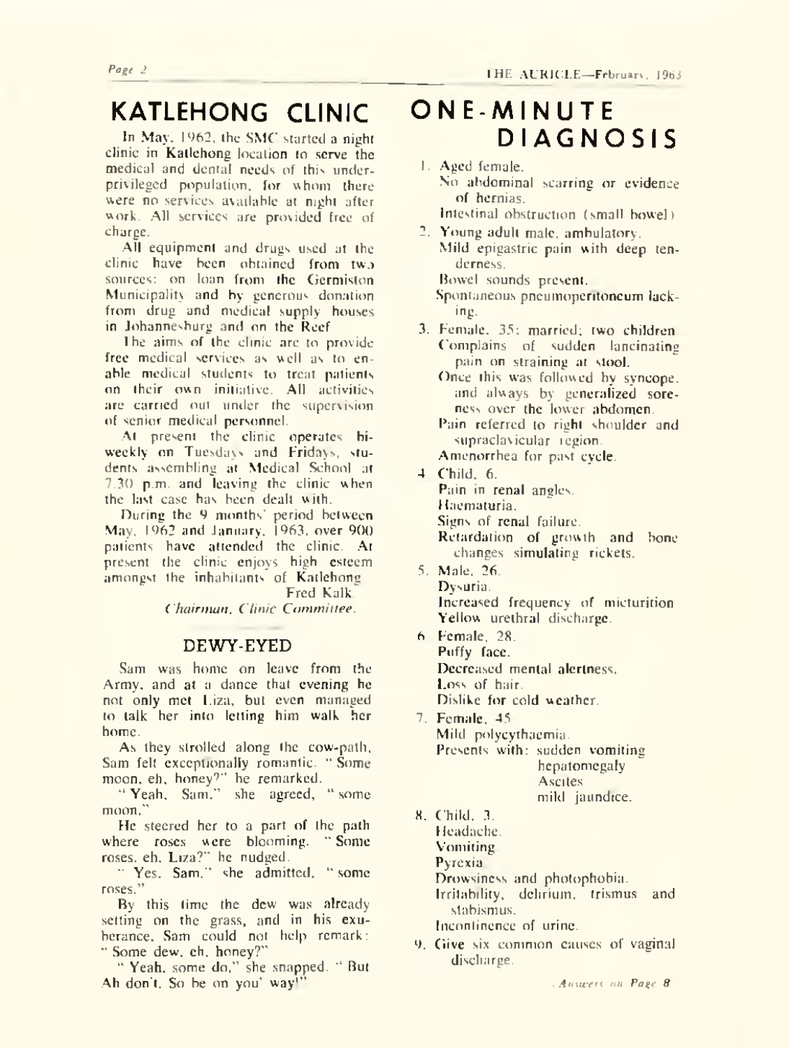# KATLEHONG CLINIC

In May, 1962, the SMC started a night clinic in Katlehong location to serve the medical and dental needs of this under-privileged population, for whom there were no services available at night after work. All services are provided free of charge.

All equipment and drugs used at the clinic have been obtained from two sources: on loan from the Germiston Municipality and by generous donation from drug and medical supply houses in Johannesburg and on the Reef.

The aims of the clinic are to provide free medical services as well as to enable medical students to treat patients on their own initiative. All activities are carried out under the supervision of senior medical personnel.

At present the clinic operates bi-weekly on Tuesdays and Fridays, students assembling at Medical School at 7.30 p.m. and leaving the clinic when the last case has been dealt with.

During the 9 months' period between May, 1962 and January, 1963, over 900 patients have attended the clinic. At present the clinic enjoys high esteem amongst the inhabitants of Katlehong.

Fred Kalk
*Chairman, Clinic Committee.*

## DEWY-EYED

Sam was home on leave from the Army, and at a dance that evening he not only met Liza, but even managed to talk her into letting him walk her home.

As they strolled along the cow-path, Sam felt exceptionally romantic. "Some moon, eh, honey?" he remarked.

"Yeah, Sam," she agreed, "some moon."

He steered her to a part of the path where roses were blooming. "Some roses, eh, Liza?" he nudged.

"Yes, Sam," she admitted, "some roses."

By this time the dew was already setting on the grass, and in his exuberance, Sam could not help remark: "Some dew, eh, honey?"

"Yeah, some do," she snapped. "But Ah don't. So be on you' way!"

# ONE-MINUTE DIAGNOSIS

1. Aged female.
   No abdominal scarring or evidence of hernias.
   Intestinal obstruction (small bowel).
2. Young adult male, ambulatory.
   Mild epigastric pain with deep tenderness.
   Bowel sounds present.
   Spontaneous pneumoperitoneum lacking.
3. Female, 35; married; two children.
   Complains of sudden lancinating pain on straining at stool.
   Once this was followed by syncope, and always by generalized soreness over the lower abdomen.
   Pain referred to right shoulder and supraclavicular region.
   Amenorrhea for past cycle.
4. Child, 6.
   Pain in renal angles.
   Haematuria.
   Signs of renal failure.
   Retardation of growth and bone changes simulating rickets.
5. Male, 26.
   Dysuria.
   Increased frequency of micturition.
   Yellow urethral discharge.
6. Female, 28.
   Puffy face.
   Decreased mental alertness.
   Loss of hair.
   Dislike for cold weather.
7. Female, 45.
   Mild polycythaemia.
   Presents with: sudden vomiting
   hepatomegaly
   Ascites
   mild jaundice.
8. Child, 3.
   Headache.
   Vomiting.
   Pyrexia.
   Drowsiness and photophobia.
   Irritability, delirium, trismus and stabismus.
   Incontinence of urine.
9. Give six common causes of vaginal discharge.

*Answers on Page 8*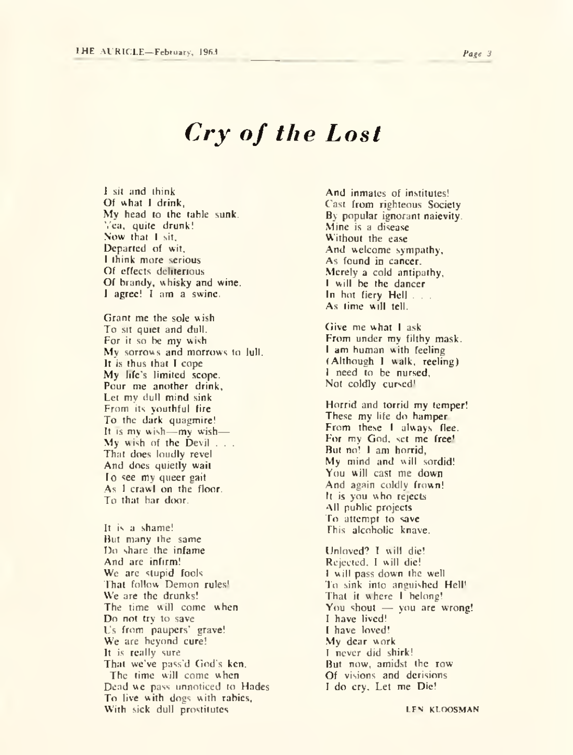# *Cry of the Lost*

I sit and think  
Of what I drink,  
My head to the table sunk.  
Yea, quite drunk!  
Now that I sit,  
Departed of wit,  
I think more serious  
Of effects deliterious  
Of brandy, whisky and wine.  
I agree! I am a swine.

Grant me the sole wish  
To sit quiet and dull.  
For it so be my wish  
My sorrows and morrows to lull.  
It is thus that I cope  
My life's limited scope.  
Pour me another drink,  
Let my dull mind sink  
From its youthful fire  
To the dark quagmire!  
It is my wish—my wish—  
My wish of the Devil . . .  
That does loudly revel  
And does quietly wait  
To see my queer gait  
As I crawl on the floor.  
To that bar door.

It is a shame!  
But many the same  
Do share the infame  
And are infirm!  
We are stupid fools  
That follow Demon rules!  
We are the drunks!  
The time will come when  
Do not try to save  
Us from paupers' grave!  
We are beyond cure!  
It is really sure  
That we've pass'd God's ken.  
The time will come when  
Dead we pass unnoticed to Hades  
To live with dogs with rabies,  
With sick dull prostitutes  
And inmates of institutes!  
Cast from righteous Society  
By popular ignorant naievity.  
Mine is a disease  
Without the ease  
And welcome sympathy,  
As found in cancer.  
Merely a cold antipathy,  
I will be the dancer  
In hot fiery Hell . . .  
As time will tell.

Give me what I ask  
From under my filthy mask.  
I am human with feeling  
(Although I walk, reeling)  
I need to be nursed,  
Not coldly cursed!

Horrid and torrid my temper!  
These my life do hamper  
From these I always flee.  
For my God, set me free!  
But no! I am horrid,  
My mind and will sordid!  
You will cast me down  
And again coldly frown!  
It is you who rejects  
All public projects  
To attempt to save  
This alcoholic knave.

Unloved? I will die!  
Rejected, I will die!  
I will pass down the well  
To sink into anguished Hell!  
That it where I belong!  
You shout — you are wrong!  
I have lived!  
I have loved!  
My dear work  
I never did shirk!  
But now, amidst the row  
Of visions and derisions  
I do cry, Let me Die!

LEN KLOOSMAN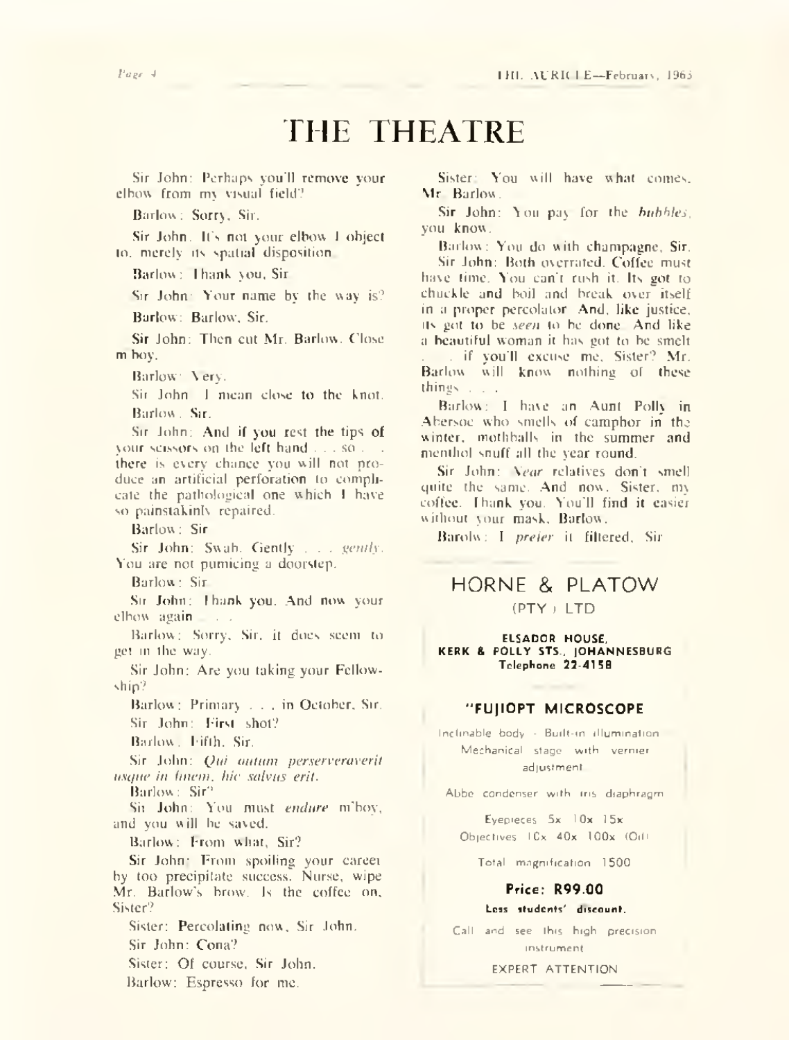# THE THEATRE

Sir John: Perhaps you'll remove your elbow from my visual field?

Barlow: Sorry, Sir.

Sir John. It's not your elbow I object to, merely its spatial disposition.

Barlow: Thank you, Sir.

Sir John: Your name by the way is?

Barlow: Barlow, Sir.

Sir John: Then cut Mr. Barlow. Close m boy.

Barlow: Very.

Sir John: I mean close to the knot.

Barlow. Sir.

Sir John: And if you rest the tips of your scissors on the left hand . . . so . . . there is every chance you will not produce an artificial perforation to complicate the pathological one which I have so painstakinly repaired.

Barlow: Sir.

Sir John: Swab. Gently . . . *gently*. You are not pumicing a doorstep.

Barlow: Sir.

Sir John: Thank you. And now your elbow again . . .

Barlow: Sorry, Sir, it does seem to get in the way.

Sir John: Are you taking your Fellowship?

Barlow: Primary . . . in October, Sir.

Sir John: First shot?

Barlow. Fifth, Sir.

Sir John: *Qui autum perserveraverit usque in finem, hic salvus erit.*

Barlow: Sir?

Sir John: You must *endure* m'boy, and you will be saved.

Barlow: From what, Sir?

Sir John: From spoiling your career by too precipitate success. Nurse, wipe Mr. Barlow's brow. Is the coffee on, Sister?

Sister: Percolating now, Sir John.

Sir John: Cona?

Sister: Of course, Sir John.

Barlow: Espresso for me.

Sister: You will have what comes, Mr. Barlow.

Sir John: You pay for the *bubbles*, you know.

Barlow: You do with champagne, Sir.

Sir John: Both overrated. Coffee must have time. You can't rush it. Its got to chuckle and boil and break over itself in a proper percolator. And, like justice, its got to be *seen* to be done. And like a beautiful woman it has got to be smelt . . . if you'll excuse me, Sister? Mr. Barlow will know nothing of these things . . .

Barlow: I have an Aunt Polly in Abersoc who smells of camphor in the winter, mothballs in the summer and menthol snuff all the year round.

Sir John: *Near* relatives don't smell quite the same. And now, Sister, my coffee. Thank you. You'll find it easier without your mask, Barlow.

Barolw: I *prefer* it filtered, Sir.

---

## HORNE & PLATOW
(PTY.) LTD.

**ELSADOR HOUSE,**
**KERK & POLLY STS., JOHANNESBURG**
**Telephone 22-4158**

**"FUJIOPT MICROSCOPE**

Inclinable body - Built-in illumination

Mechanical stage with vernier adjustment

Abbe condenser with iris diaphragm

Eyepieces 5x 10x 15x

Objectives 10x 40x 100x (Oil)

Total magnification 1500

**Price: R99.00**

**Less students' discount.**

Call and see this high precision instrument

EXPERT ATTENTION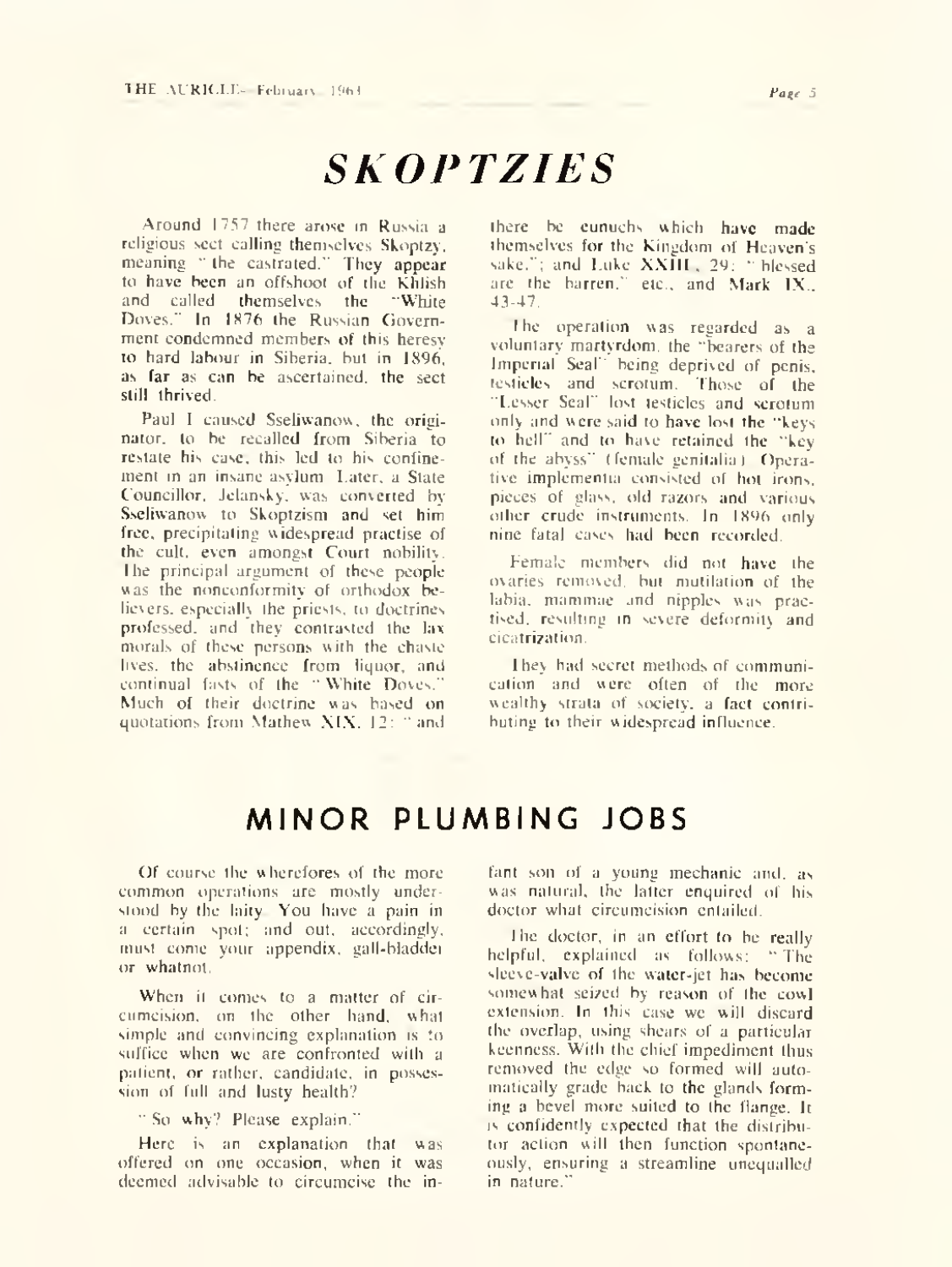# *SKOPTZIES*

Around 1757 there arose in Russia a religious sect calling themselves Skoptzy, meaning "the castrated." They appear to have been an offshoot of the Khlish and called themselves the "White Doves." In 1876 the Russian Government condemned members of this heresy to hard labour in Siberia, but in 1896, as far as can be ascertained, the sect still thrived.

Paul I caused Sseliwanow, the originator, to be recalled from Siberia to restate his case, this led to his confinement in an insane asylum. Later, a State Councillor, Jelansky, was converted by Sseliwanow to Skoptzism and set him free, precipitating widespread practise of the cult, even amongst Court nobility. The principal argument of these people was the nonconformity of orthodox believers, especially the priests, to doctrines professed, and they contrasted the lax morals of these persons with the chaste lives, the abstinence from liquor, and continual fasts of the "White Doves." Much of their doctrine was based on quotations from Mathew XIX, 12: "and there be eunuchs which have made themselves for the Kingdom of Heaven's sake."; and Luke XXIII, 29: "blessed are the barren," etc., and Mark IX, 43-47.

The operation was regarded as a voluntary martyrdom, the "bearers of the Imperial Seal" being deprived of penis, testicles and scrotum. Those of the "Lesser Seal" lost testicles and scrotum only and were said to have lost the "keys to hell" and to have retained the "key of the abyss" (female genitalia). Operative implementia consisted of hot irons, pieces of glass, old razors and various other crude instruments. In 1896 only nine fatal cases had been recorded.

Female members did not have the ovaries removed, but mutilation of the labia, mammae and nipples was practised, resulting in severe deformity and cicatrization.

They had secret methods of communication and were often of the more wealthy strata of society, a fact contributing to their widespread influence.

# MINOR PLUMBING JOBS

Of course the wherefores of the more common operations are mostly understood by the laity. You have a pain in a certain spot; and out, accordingly, must come your appendix, gall-bladder or whatnot.

When it comes to a matter of circumcision, on the other hand, what simple and convincing explanation is to suffice when we are confronted with a patient, or rather, candidate, in possession of full and lusty health?

"So why? Please explain."

Here is an explanation that was offered on one occasion, when it was deemed advisable to circumcise the infant son of a young mechanic and, as was natural, the latter enquired of his doctor what circumcision entailed.

The doctor, in an effort to be really helpful, explained as follows: "The sleeve-valve of the water-jet has become somewhat seized by reason of the cowl extension. In this case we will discard the overlap, using shears of a particular keenness. With the chief impediment thus removed the edge so formed will automatically grade back to the glands forming a bevel more suited to the flange. It is confidently expected that the distributor action will then function spontaneously, ensuring a streamline unequalled in nature."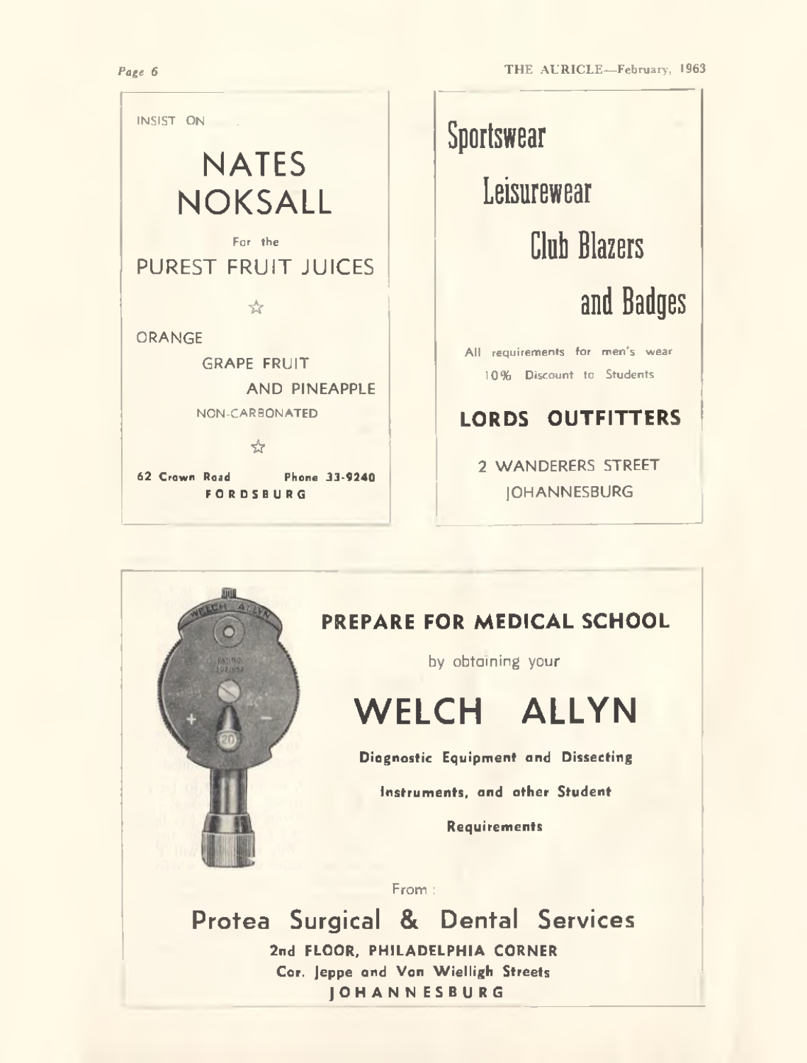INSIST ON

# NATES NOKSALL

For the

PUREST FRUIT JUICES

☆

ORANGE

GRAPE FRUIT

AND PINEAPPLE

NON-CARBONATED

☆

**62 Crown Road** **Phone 33-9240**
**FORDSBURG**

---

# Sportswear

# Leisurewear

# Club Blazers

# and Badges

All requirements for men's wear

10% Discount to Students

## LORDS OUTFITTERS

2 WANDERERS STREET
JOHANNESBURG

---

## PREPARE FOR MEDICAL SCHOOL

by obtaining your

# WELCH ALLYN

**Diagnostic Equipment and Dissecting Instruments, and other Student Requirements**

From :

## Protea Surgical & Dental Services

**2nd FLOOR, PHILADELPHIA CORNER**
**Cor. Jeppe and Von Wielligh Streets**
**JOHANNESBURG**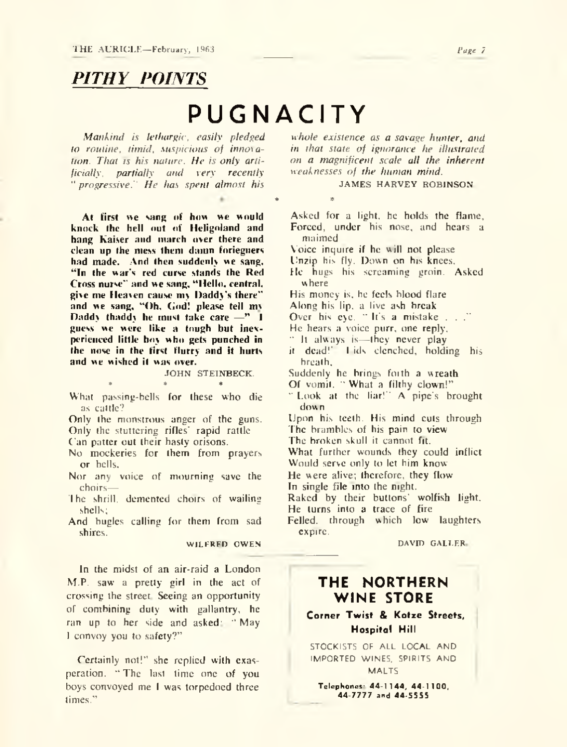## *PITHY POINTS*

# PUGNACITY

*Mankind is lethargic, easily pledged to routine, timid, suspicious of innovation. That is his nature. He is only artificially, partially and very recently "progressive." He has spent almost his whole existence as a savage hunter, and in that state of ignorance he illustrated on a magnificent scale all the inherent weaknesses of the human mind.*

JAMES HARVEY ROBINSON

\* \* \*

**At first we sang of how we would knock the hell out of Heligoland and hang Kaiser and march over there and clean up the mess them damn foriegners had made. And then suddenly we sang, "In the war's red curse stands the Red Cross nurse" and we sang, "Hello, central, give me Heaven cause my Daddy's there" and we sang, "Oh, God! please tell my Daddy thaddy he must take care —" I guess we were like a tough but inexperienced little boy who gets punched in the nose in the first flurry and it hurts and we wished it was over.**

JOHN STEINBECK.

\* \* \*

What passing-bells for these who die as cattle?
Only the monstrous anger of the guns.
Only the stuttering rifles' rapid rattle
Can patter out their hasty orisons.
No mockeries for them from prayers or bells,
Nor any voice of mourning save the choirs—
The shrill, demented choirs of wailing shells;
And bugles calling for them from sad shires.

WILFRED OWEN

---

In the midst of an air-raid a London M.P. saw a pretty girl in the act of crossing the street. Seeing an opportunity of combining duty with gallantry, he ran up to her side and asked: "May I convoy you to safety?"

Certainly not!" she replied with exasperation. "The last time one of you boys convoyed me I was torpedoed three times."

\* \* \*

Asked for a light, he holds the flame,
Forced, under his nose, and hears a maimed
Voice inquire if he will not please
Unzip his fly. Down on his knees,
He hugs his screaming groin. Asked where
His money is, he feels blood flare
Along his lip, a live ash break
Over his eye. "It's a mistake . . ."
He hears a voice purr, one reply,
"It always is—they never play
it dead!" Lids clenched, holding his breath,
Suddenly he brings forth a wreath
Of vomit. "What a filthy clown!"
"Look at the liar!" A pipe's brought down
Upon his teeth. His mind cuts through
The brambles of his pain to view
The broken skull it cannot fit.
What further wounds they could inflict
Would serve only to let him know
He were alive; therefore, they flow
In single file into the night.
Raked by their buttons' wolfish light,
He turns into a trace of fire
Felled, through which low laughters expire.

DAVID GALLER.

---

### THE NORTHERN WINE STORE

**Corner Twist & Kotze Streets, Hospital Hill**

STOCKISTS OF ALL LOCAL AND IMPORTED WINES, SPIRITS AND MALTS

**Telephones: 44-1144, 44-1100, 44-7777 and 44-5555**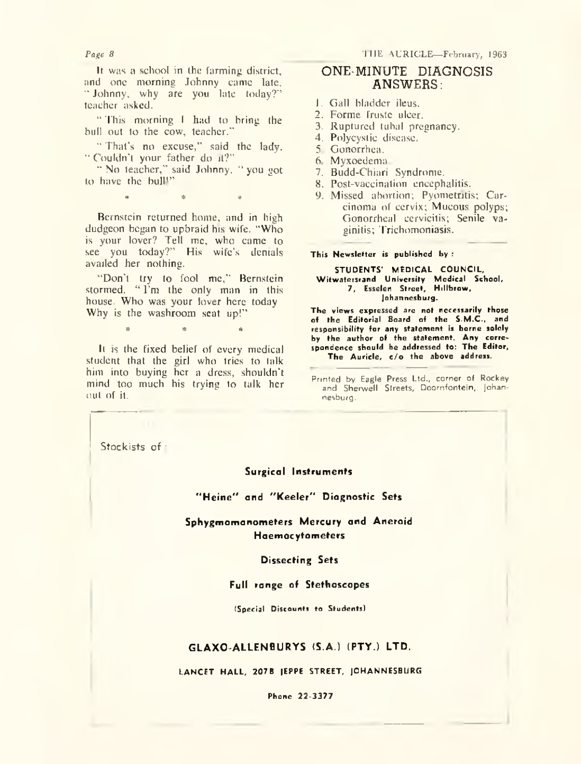It was a school in the farming district, and one morning Johnny came late. "Johnny, why are you late today?" teacher asked.

"This morning I had to bring the bull out to the cow, teacher."

"That's no excuse," said the lady. "Couldn't your father do it?"

"No teacher," said Johnny, "you got to have the bull!"

\* \* \*

Bernstein returned home, and in high dudgeon began to upbraid his wife. "Who is your lover? Tell me, who came to see you today?" His wife's denials availed her nothing.

"Don't try to fool me," Bernstein stormed. "I'm the only man in this house. Who was your lover here today Why is the washroom seat up!"

\* \* \*

It is the fixed belief of every medical student that the girl who tries to talk him into buying her a dress, shouldn't mind too much his trying to talk her out of it.

## ONE-MINUTE DIAGNOSIS ANSWERS:

1. Gall bladder ileus.
2. Forme fruste ulcer.
3. Ruptured tubal pregnancy.
4. Polycystic disease.
5. Gonorrhea.
6. Myxoedema.
7. Budd-Chiari Syndrome.
8. Post-vaccination encephalitis.
9. Missed abortion; Pyometritis; Carcinoma of cervix; Mucous polyps; Gonorrheal cervicitis; Senile vaginitis; Trichomoniasis.

**This Newsletter is published by:**

**STUDENTS' MEDICAL COUNCIL,**
**Witwatersrand University Medical School,**
**7, Esselen Street, Hillbrow,**
**Johannesburg.**

**The views expressed are not necessarily those of the Editorial Board of the S.M.C., and responsibility for any statement is borne solely by the author of the statement. Any correspondence should be addressed to: The Editor, The Auricle, c/o the above address.**

Printed by Eagle Press Ltd., corner of Rockey and Sherwell Streets, Doornfontein, Johannesburg.

Stockists of:

**Surgical Instruments**

**"Heine" and "Keeler" Diagnostic Sets**

**Sphygmomanometers Mercury and Aneroid**
**Haemocytometers**

**Dissecting Sets**

**Full range of Stethoscopes**

**(Special Discounts to Students)**

**GLAXO-ALLENBURYS (S.A.) (PTY.) LTD.**

**LANCET HALL, 207B JEPPE STREET, JOHANNESBURG**

**Phone 22-3377**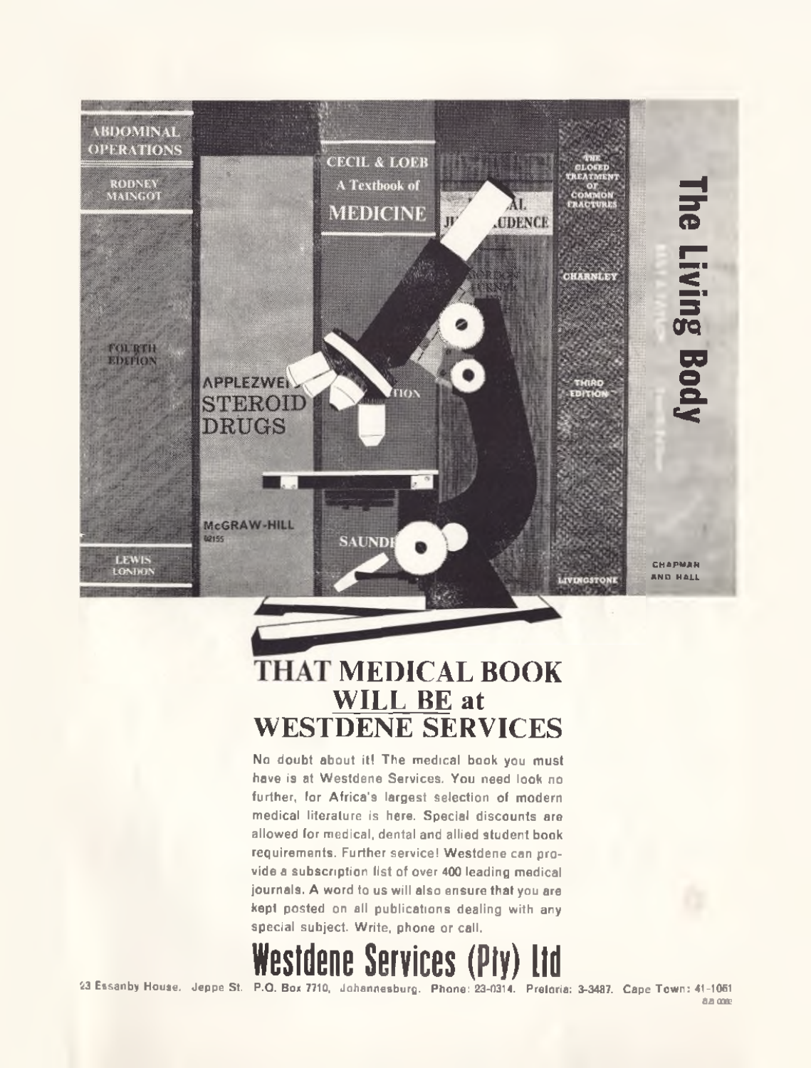# THAT MEDICAL BOOK WILL BE at WESTDENE SERVICES

No doubt about it! The medical book you must have is at Westdene Services. You need look no further, for Africa's largest selection of modern medical literature is here. Special discounts are allowed for medical, dental and allied student book requirements. Further service! Westdene can provide a subscription list of over 400 leading medical journals. A word to us will also ensure that you are kept posted on all publications dealing with any special subject. Write, phone or call.

## Westdene Services (Pty) Ltd

23 Essanby House. Jeppe St. P.O. Box 7710, Johannesburg. Phone: 23-0314. Pretoria: 3-3487. Cape Town: 41-1061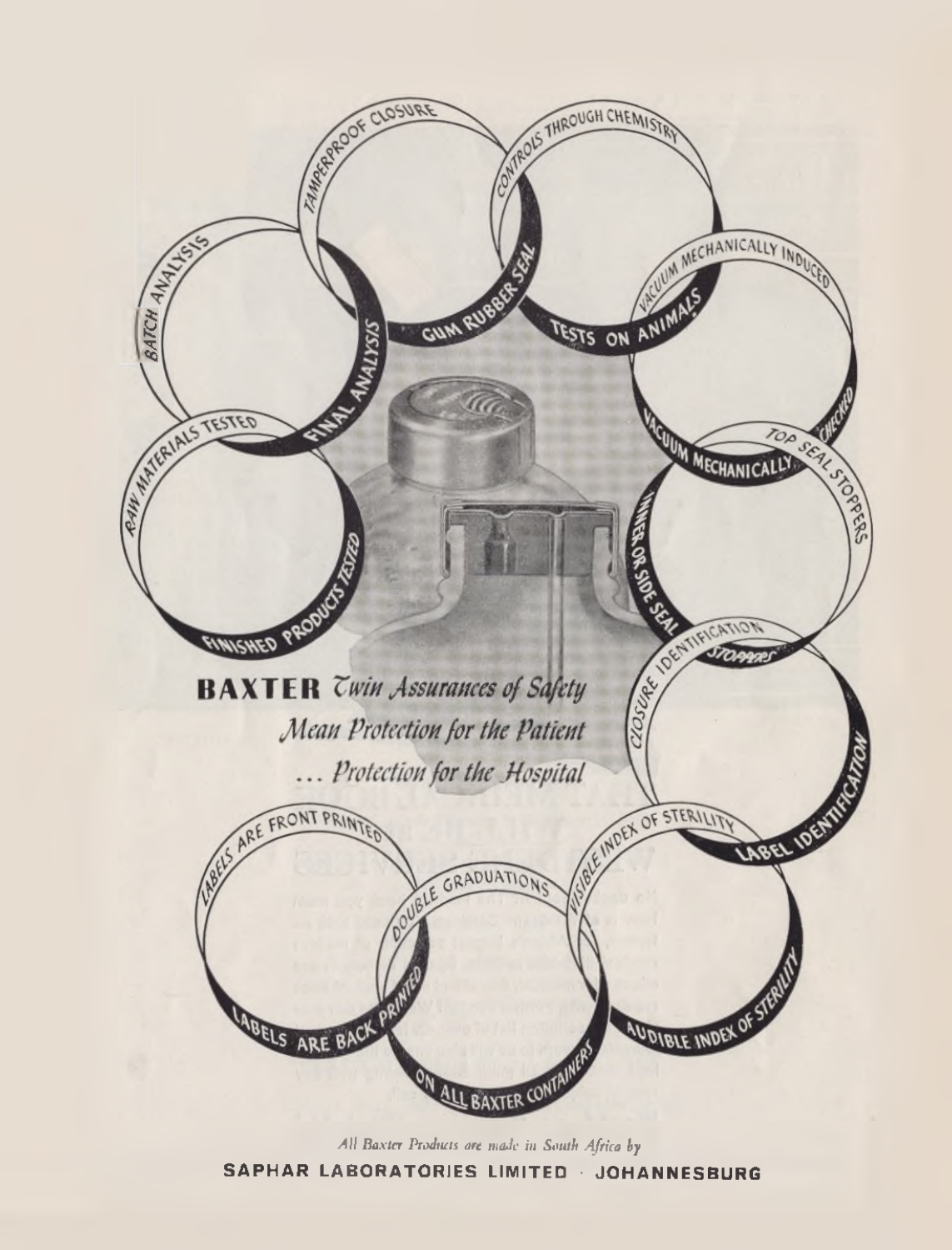**BAXTER** *Twin Assurances of Safety Mean Protection for the Patient ... Protection for the Hospital*

BATCH ANALYSIS

RAW MATERIALS TESTED

FINISHED PRODUCTS TESTED

FINAL ANALYSIS

TAMPERPROOF CLOSURE

GUM RUBBER SEAL

CONTROLS THROUGH CHEMISTRY

TESTS ON ANIMALS

VACUUM MECHANICALLY INDUCED

VACUUM MECHANICALLY CHECKED

TOP SEAL STOPPERS

INNER OR SIDE SEAL STOPPERS

CLOSURE IDENTIFICATION

LABEL IDENTIFICATION

VISIBLE INDEX OF STERILITY

AUDIBLE INDEX OF STERILITY

LABELS ARE FRONT PRINTED

LABELS ARE BACK PRINTED

DOUBLE GRADUATIONS

ON ALL BAXTER CONTAINERS

*All Baxter Products are made in South Africa by*

SAPHAR LABORATORIES LIMITED · JOHANNESBURG